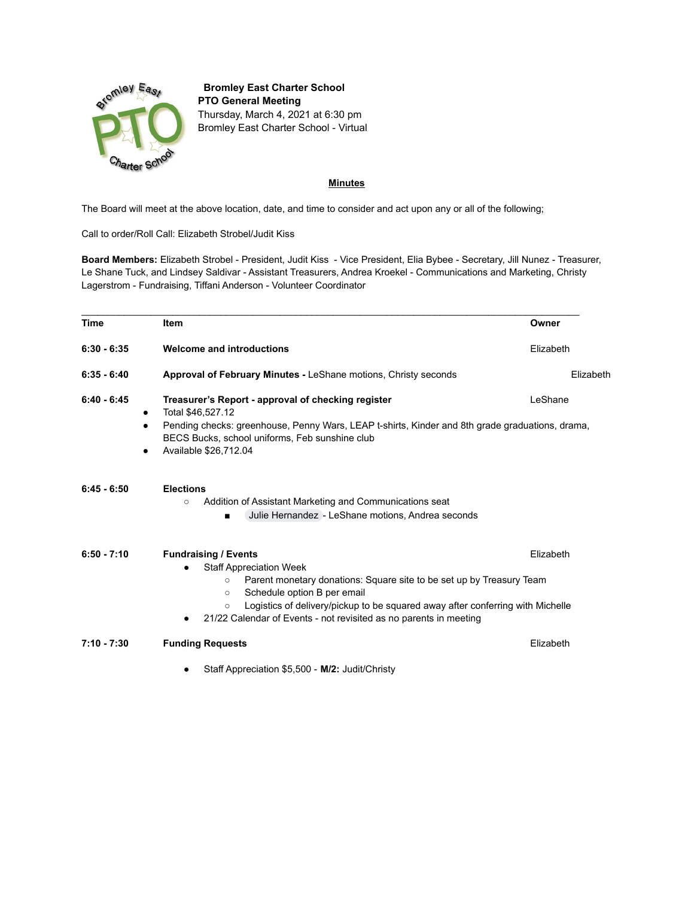**Bromley East Charter School**
**PTO General Meeting**
Thursday, March 4, 2021 at 6:30 pm
Bromley East Charter School - Virtual

## Minutes

The Board will meet at the above location, date, and time to consider and act upon any or all of the following;

Call to order/Roll Call: Elizabeth Strobel/Judit Kiss

**Board Members:** Elizabeth Strobel - President, Judit Kiss - Vice President, Elia Bybee - Secretary, Jill Nunez - Treasurer, Le Shane Tuck, and Lindsey Saldivar - Assistant Treasurers, Andrea Kroekel - Communications and Marketing, Christy Lagerstrom - Fundraising, Tiffani Anderson - Volunteer Coordinator

| Time | Item | Owner |
|---|---|---|
| 6:30 - 6:35 | **Welcome and introductions** | Elizabeth |
| 6:35 - 6:40 | **Approval of February Minutes -** LeShane motions, Christy seconds | Elizabeth |
| 6:40 - 6:45 | **Treasurer's Report - approval of checking register** | LeShane |

- Total $46,527.12
- Pending checks: greenhouse, Penny Wars, LEAP t-shirts, Kinder and 8th grade graduations, drama, BECS Bucks, school uniforms, Feb sunshine club
- Available $26,712.04

| Time | Item | Owner |
|---|---|---|
| 6:45 - 6:50 | **Elections** | |

- Addition of Assistant Marketing and Communications seat
  - Julie Hernandez - LeShane motions, Andrea seconds

| Time | Item | Owner |
|---|---|---|
| 6:50 - 7:10 | **Fundraising / Events** | Elizabeth |

- Staff Appreciation Week
  - Parent monetary donations: Square site to be set up by Treasury Team
  - Schedule option B per email
  - Logistics of delivery/pickup to be squared away after conferring with Michelle
- 21/22 Calendar of Events - not revisited as no parents in meeting

| Time | Item | Owner |
|---|---|---|
| 7:10 - 7:30 | **Funding Requests** | Elizabeth |

- Staff Appreciation $5,500 - **M/2:** Judit/Christy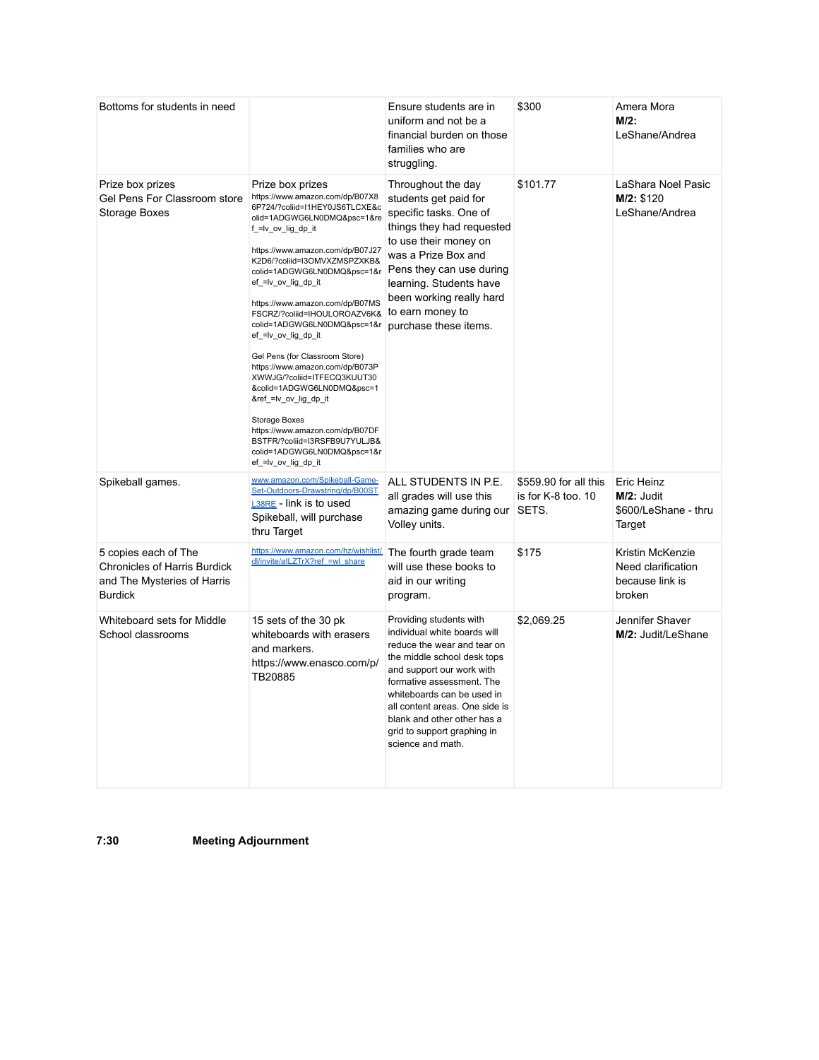| | | | | |
|---|---|---|---|---|
| Bottoms for students in need | | Ensure students are in uniform and not be a financial burden on those families who are struggling. | $300 | Amera Mora<br>**M/2:**<br>LeShane/Andrea |
| Prize box prizes<br>Gel Pens For Classroom store<br>Storage Boxes | Prize box prizes<br>https://www.amazon.com/dp/B07X86P724/?coliid=I1HEY0JS6TLCXE&colid=1ADGWG6LN0DMQ&psc=1&ref_=lv_ov_lig_dp_it<br><br>https://www.amazon.com/dp/B07J27K2D6/?coliid=I3OMVXZMSPZXKB&colid=1ADGWG6LN0DMQ&psc=1&ref_=lv_ov_lig_dp_it<br><br>https://www.amazon.com/dp/B07MSFSCRZ/?coliid=IHOULOROAZV6K&colid=1ADGWG6LN0DMQ&psc=1&ref_=lv_ov_lig_dp_it<br><br>Gel Pens (for Classroom Store)<br>https://www.amazon.com/dp/B073PXWWJG/?coliid=ITFECQ3KUUT30&colid=1ADGWG6LN0DMQ&psc=1&ref_=lv_ov_lig_dp_it<br><br>Storage Boxes<br>https://www.amazon.com/dp/B07DFBSTFR/?coliid=I3RSFB9U7YULJB&colid=1ADGWG6LN0DMQ&psc=1&ref_=lv_ov_lig_dp_it | Throughout the day students get paid for specific tasks. One of things they had requested to use their money on was a Prize Box and Pens they can use during learning. Students have been working really hard to earn money to purchase these items. | $101.77 | LaShara Noel Pasic<br>**M/2:** $120<br>LeShane/Andrea |
| Spikeball games. | www.amazon.com/Spikeball-Game-Set-Outdoors-Drawstring/dp/B00STL38RE - link is to used Spikeball, will purchase thru Target | ALL STUDENTS IN P.E. all grades will use this amazing game during our Volley units. | $559.90 for all this is for K-8 too. 10 SETS. | Eric Heinz<br>**M/2:** Judit<br>$600/LeShane - thru Target |
| 5 copies each of The Chronicles of Harris Burdick and The Mysteries of Harris Burdick | https://www.amazon.com/hz/wishlist/dl/invite/alLZTrX?ref_=wl_share | The fourth grade team will use these books to aid in our writing program. | $175 | Kristin McKenzie<br>Need clarification because link is broken |
| Whiteboard sets for Middle School classrooms | 15 sets of the 30 pk whiteboards with erasers and markers.<br>https://www.enasco.com/p/TB20885 | Providing students with individual white boards will reduce the wear and tear on the middle school desk tops and support our work with formative assessment. The whiteboards can be used in all content areas. One side is blank and other other has a grid to support graphing in science and math. | $2,069.25 | Jennifer Shaver<br>**M/2:** Judit/LeShane |

**7:30** **Meeting Adjournment**